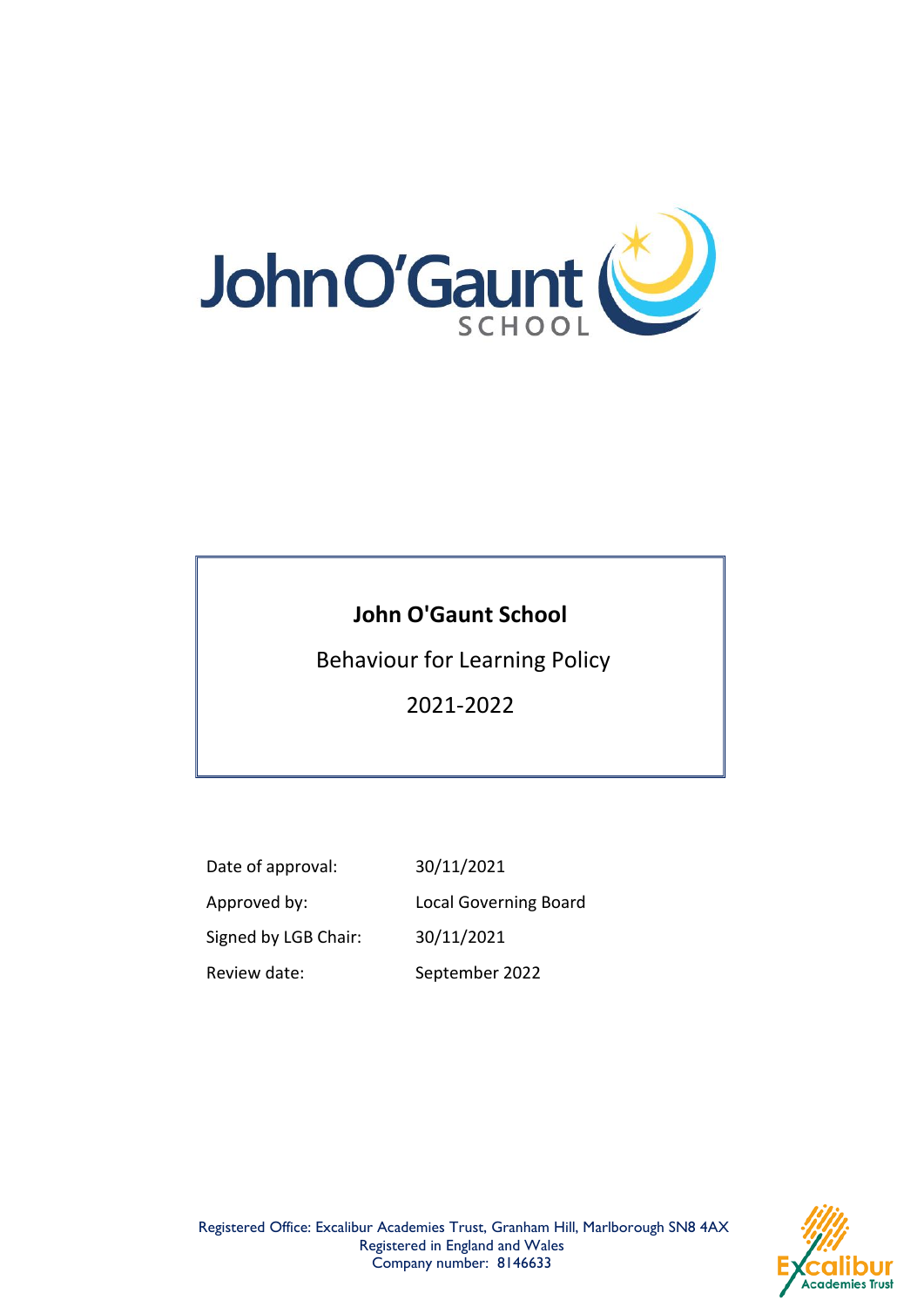# John O'Gaunt School

Behaviour for Learning Policy

2021-2022

| | |
|---|---|
| Date of approval: | 30/11/2021 |
| Approved by: | Local Governing Board |
| Signed by LGB Chair: | 30/11/2021 |
| Review date: | September 2022 |

Registered Office: Excalibur Academies Trust, Granham Hill, Marlborough SN8 4AX
Registered in England and Wales
Company number: 8146633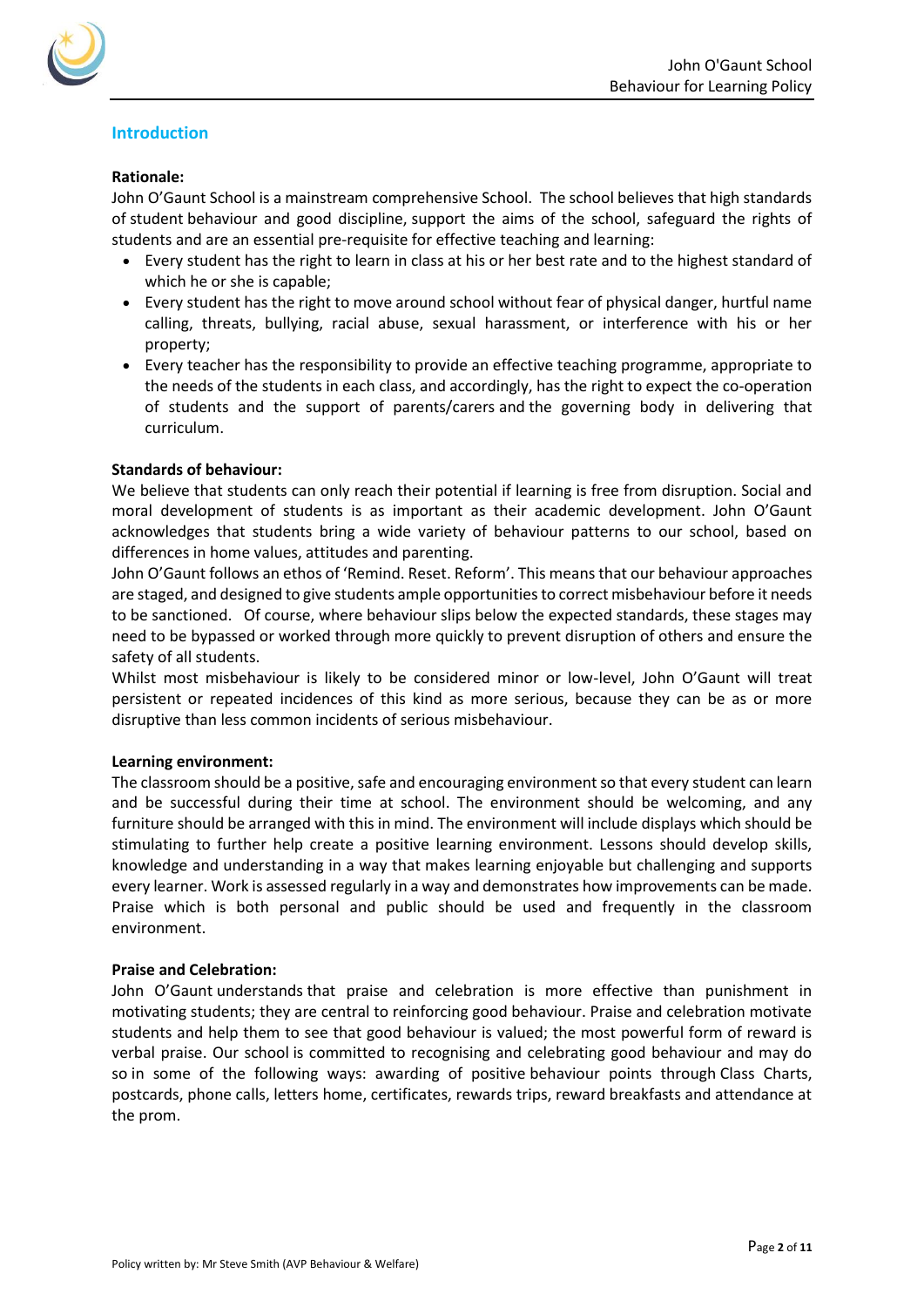## Introduction

**Rationale:**

John O'Gaunt School is a mainstream comprehensive School. The school believes that high standards of student behaviour and good discipline, support the aims of the school, safeguard the rights of students and are an essential pre-requisite for effective teaching and learning:

- Every student has the right to learn in class at his or her best rate and to the highest standard of which he or she is capable;
- Every student has the right to move around school without fear of physical danger, hurtful name calling, threats, bullying, racial abuse, sexual harassment, or interference with his or her property;
- Every teacher has the responsibility to provide an effective teaching programme, appropriate to the needs of the students in each class, and accordingly, has the right to expect the co-operation of students and the support of parents/carers and the governing body in delivering that curriculum.

**Standards of behaviour:**

We believe that students can only reach their potential if learning is free from disruption. Social and moral development of students is as important as their academic development. John O'Gaunt acknowledges that students bring a wide variety of behaviour patterns to our school, based on differences in home values, attitudes and parenting.

John O'Gaunt follows an ethos of 'Remind. Reset. Reform'. This means that our behaviour approaches are staged, and designed to give students ample opportunities to correct misbehaviour before it needs to be sanctioned. Of course, where behaviour slips below the expected standards, these stages may need to be bypassed or worked through more quickly to prevent disruption of others and ensure the safety of all students.

Whilst most misbehaviour is likely to be considered minor or low-level, John O'Gaunt will treat persistent or repeated incidences of this kind as more serious, because they can be as or more disruptive than less common incidents of serious misbehaviour.

**Learning environment:**

The classroom should be a positive, safe and encouraging environment so that every student can learn and be successful during their time at school. The environment should be welcoming, and any furniture should be arranged with this in mind. The environment will include displays which should be stimulating to further help create a positive learning environment. Lessons should develop skills, knowledge and understanding in a way that makes learning enjoyable but challenging and supports every learner. Work is assessed regularly in a way and demonstrates how improvements can be made. Praise which is both personal and public should be used and frequently in the classroom environment.

**Praise and Celebration:**

John O'Gaunt understands that praise and celebration is more effective than punishment in motivating students; they are central to reinforcing good behaviour. Praise and celebration motivate students and help them to see that good behaviour is valued; the most powerful form of reward is verbal praise. Our school is committed to recognising and celebrating good behaviour and may do so in some of the following ways: awarding of positive behaviour points through Class Charts, postcards, phone calls, letters home, certificates, rewards trips, reward breakfasts and attendance at the prom.

Policy written by: Mr Steve Smith (AVP Behaviour & Welfare)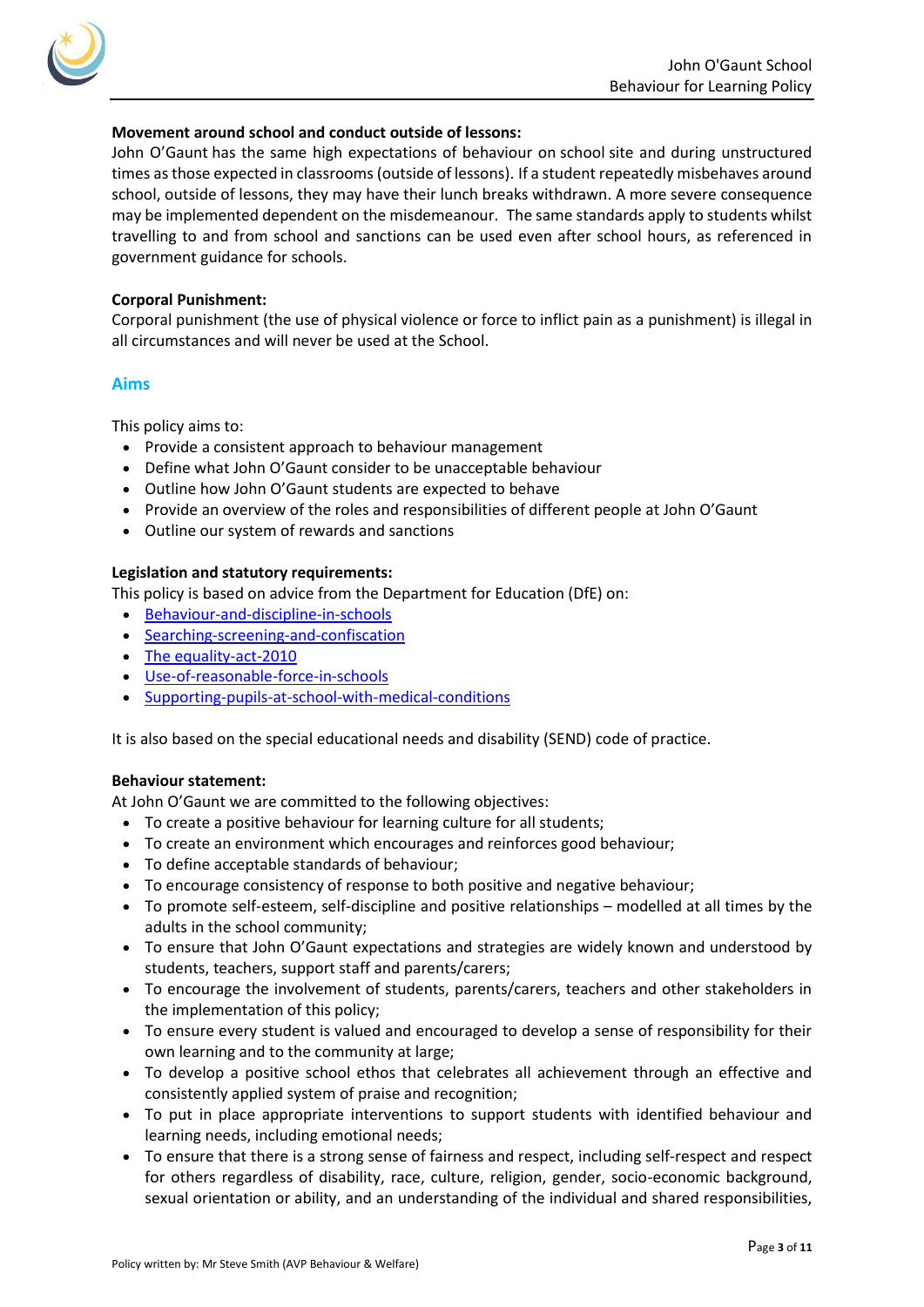**Movement around school and conduct outside of lessons:**
John O'Gaunt has the same high expectations of behaviour on school site and during unstructured times as those expected in classrooms (outside of lessons). If a student repeatedly misbehaves around school, outside of lessons, they may have their lunch breaks withdrawn. A more severe consequence may be implemented dependent on the misdemeanour. The same standards apply to students whilst travelling to and from school and sanctions can be used even after school hours, as referenced in government guidance for schools.

**Corporal Punishment:**
Corporal punishment (the use of physical violence or force to inflict pain as a punishment) is illegal in all circumstances and will never be used at the School.

## Aims

This policy aims to:

- Provide a consistent approach to behaviour management
- Define what John O'Gaunt consider to be unacceptable behaviour
- Outline how John O'Gaunt students are expected to behave
- Provide an overview of the roles and responsibilities of different people at John O'Gaunt
- Outline our system of rewards and sanctions

**Legislation and statutory requirements:**
This policy is based on advice from the Department for Education (DfE) on:

- Behaviour-and-discipline-in-schools
- Searching-screening-and-confiscation
- The equality-act-2010
- Use-of-reasonable-force-in-schools
- Supporting-pupils-at-school-with-medical-conditions

It is also based on the special educational needs and disability (SEND) code of practice.

**Behaviour statement:**
At John O'Gaunt we are committed to the following objectives:

- To create a positive behaviour for learning culture for all students;
- To create an environment which encourages and reinforces good behaviour;
- To define acceptable standards of behaviour;
- To encourage consistency of response to both positive and negative behaviour;
- To promote self-esteem, self-discipline and positive relationships – modelled at all times by the adults in the school community;
- To ensure that John O'Gaunt expectations and strategies are widely known and understood by students, teachers, support staff and parents/carers;
- To encourage the involvement of students, parents/carers, teachers and other stakeholders in the implementation of this policy;
- To ensure every student is valued and encouraged to develop a sense of responsibility for their own learning and to the community at large;
- To develop a positive school ethos that celebrates all achievement through an effective and consistently applied system of praise and recognition;
- To put in place appropriate interventions to support students with identified behaviour and learning needs, including emotional needs;
- To ensure that there is a strong sense of fairness and respect, including self-respect and respect for others regardless of disability, race, culture, religion, gender, socio-economic background, sexual orientation or ability, and an understanding of the individual and shared responsibilities,

Policy written by: Mr Steve Smith (AVP Behaviour & Welfare)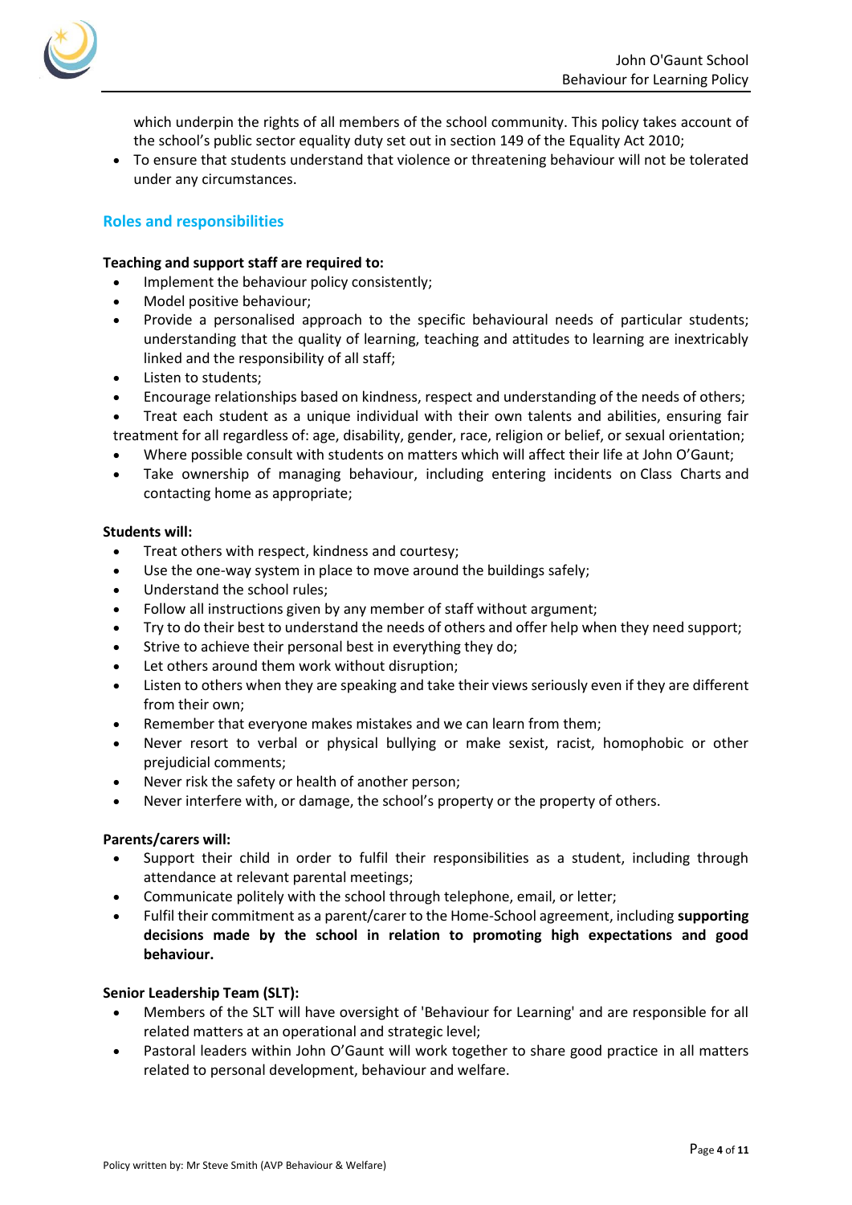which underpin the rights of all members of the school community. This policy takes account of the school's public sector equality duty set out in section 149 of the Equality Act 2010;

- To ensure that students understand that violence or threatening behaviour will not be tolerated under any circumstances.

## Roles and responsibilities

**Teaching and support staff are required to:**

- Implement the behaviour policy consistently;
- Model positive behaviour;
- Provide a personalised approach to the specific behavioural needs of particular students; understanding that the quality of learning, teaching and attitudes to learning are inextricably linked and the responsibility of all staff;
- Listen to students;
- Encourage relationships based on kindness, respect and understanding of the needs of others;
- Treat each student as a unique individual with their own talents and abilities, ensuring fair treatment for all regardless of: age, disability, gender, race, religion or belief, or sexual orientation;
- Where possible consult with students on matters which will affect their life at John O'Gaunt;
- Take ownership of managing behaviour, including entering incidents on Class Charts and contacting home as appropriate;

**Students will:**

- Treat others with respect, kindness and courtesy;
- Use the one-way system in place to move around the buildings safely;
- Understand the school rules;
- Follow all instructions given by any member of staff without argument;
- Try to do their best to understand the needs of others and offer help when they need support;
- Strive to achieve their personal best in everything they do;
- Let others around them work without disruption;
- Listen to others when they are speaking and take their views seriously even if they are different from their own;
- Remember that everyone makes mistakes and we can learn from them;
- Never resort to verbal or physical bullying or make sexist, racist, homophobic or other prejudicial comments;
- Never risk the safety or health of another person;
- Never interfere with, or damage, the school's property or the property of others.

**Parents/carers will:**

- Support their child in order to fulfil their responsibilities as a student, including through attendance at relevant parental meetings;
- Communicate politely with the school through telephone, email, or letter;
- Fulfil their commitment as a parent/carer to the Home-School agreement, including **supporting decisions made by the school in relation to promoting high expectations and good behaviour.**

**Senior Leadership Team (SLT):**

- Members of the SLT will have oversight of 'Behaviour for Learning' and are responsible for all related matters at an operational and strategic level;
- Pastoral leaders within John O'Gaunt will work together to share good practice in all matters related to personal development, behaviour and welfare.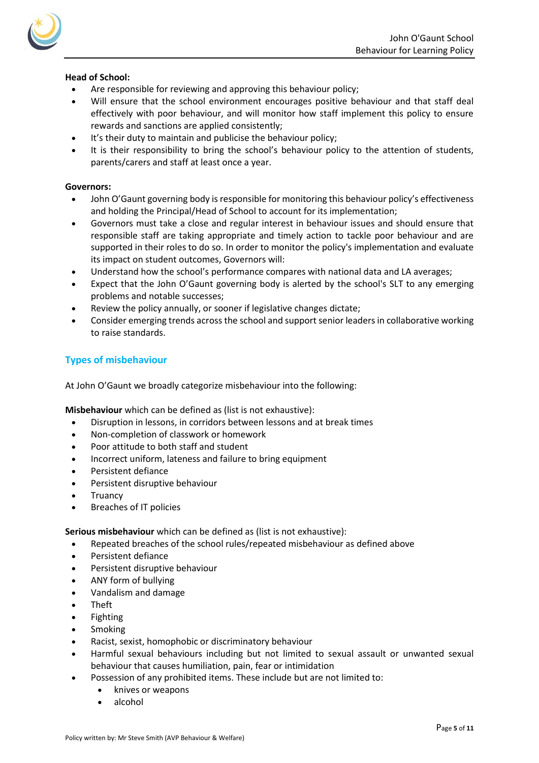**Head of School:**

- Are responsible for reviewing and approving this behaviour policy;
- Will ensure that the school environment encourages positive behaviour and that staff deal effectively with poor behaviour, and will monitor how staff implement this policy to ensure rewards and sanctions are applied consistently;
- It's their duty to maintain and publicise the behaviour policy;
- It is their responsibility to bring the school's behaviour policy to the attention of students, parents/carers and staff at least once a year.

**Governors:**

- John O'Gaunt governing body is responsible for monitoring this behaviour policy's effectiveness and holding the Principal/Head of School to account for its implementation;
- Governors must take a close and regular interest in behaviour issues and should ensure that responsible staff are taking appropriate and timely action to tackle poor behaviour and are supported in their roles to do so. In order to monitor the policy's implementation and evaluate its impact on student outcomes, Governors will:
- Understand how the school's performance compares with national data and LA averages;
- Expect that the John O'Gaunt governing body is alerted by the school's SLT to any emerging problems and notable successes;
- Review the policy annually, or sooner if legislative changes dictate;
- Consider emerging trends across the school and support senior leaders in collaborative working to raise standards.

## Types of misbehaviour

At John O'Gaunt we broadly categorize misbehaviour into the following:

**Misbehaviour** which can be defined as (list is not exhaustive):

- Disruption in lessons, in corridors between lessons and at break times
- Non-completion of classwork or homework
- Poor attitude to both staff and student
- Incorrect uniform, lateness and failure to bring equipment
- Persistent defiance
- Persistent disruptive behaviour
- Truancy
- Breaches of IT policies

**Serious misbehaviour** which can be defined as (list is not exhaustive):

- Repeated breaches of the school rules/repeated misbehaviour as defined above
- Persistent defiance
- Persistent disruptive behaviour
- ANY form of bullying
- Vandalism and damage
- Theft
- Fighting
- Smoking
- Racist, sexist, homophobic or discriminatory behaviour
- Harmful sexual behaviours including but not limited to sexual assault or unwanted sexual behaviour that causes humiliation, pain, fear or intimidation
- Possession of any prohibited items. These include but are not limited to:
  - knives or weapons
  - alcohol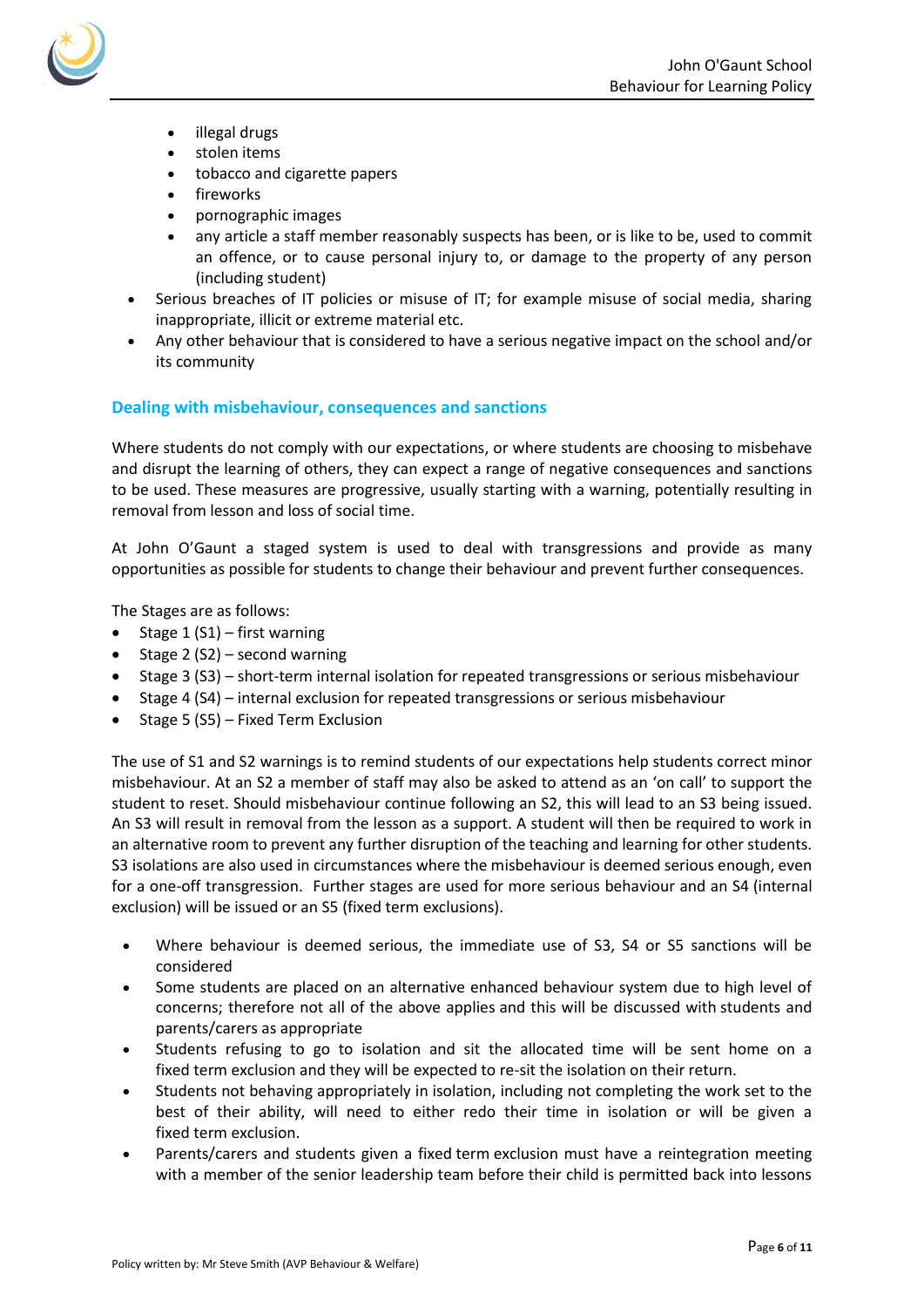- illegal drugs
    - stolen items
    - tobacco and cigarette papers
    - fireworks
    - pornographic images
    - any article a staff member reasonably suspects has been, or is like to be, used to commit an offence, or to cause personal injury to, or damage to the property of any person (including student)
- Serious breaches of IT policies or misuse of IT; for example misuse of social media, sharing inappropriate, illicit or extreme material etc.
- Any other behaviour that is considered to have a serious negative impact on the school and/or its community

## Dealing with misbehaviour, consequences and sanctions

Where students do not comply with our expectations, or where students are choosing to misbehave and disrupt the learning of others, they can expect a range of negative consequences and sanctions to be used. These measures are progressive, usually starting with a warning, potentially resulting in removal from lesson and loss of social time.

At John O'Gaunt a staged system is used to deal with transgressions and provide as many opportunities as possible for students to change their behaviour and prevent further consequences.

The Stages are as follows:

- Stage 1 (S1) – first warning
- Stage 2 (S2) – second warning
- Stage 3 (S3) – short-term internal isolation for repeated transgressions or serious misbehaviour
- Stage 4 (S4) – internal exclusion for repeated transgressions or serious misbehaviour
- Stage 5 (S5) – Fixed Term Exclusion

The use of S1 and S2 warnings is to remind students of our expectations help students correct minor misbehaviour. At an S2 a member of staff may also be asked to attend as an 'on call' to support the student to reset. Should misbehaviour continue following an S2, this will lead to an S3 being issued. An S3 will result in removal from the lesson as a support. A student will then be required to work in an alternative room to prevent any further disruption of the teaching and learning for other students. S3 isolations are also used in circumstances where the misbehaviour is deemed serious enough, even for a one-off transgression. Further stages are used for more serious behaviour and an S4 (internal exclusion) will be issued or an S5 (fixed term exclusions).

- Where behaviour is deemed serious, the immediate use of S3, S4 or S5 sanctions will be considered
- Some students are placed on an alternative enhanced behaviour system due to high level of concerns; therefore not all of the above applies and this will be discussed with students and parents/carers as appropriate
- Students refusing to go to isolation and sit the allocated time will be sent home on a fixed term exclusion and they will be expected to re-sit the isolation on their return.
- Students not behaving appropriately in isolation, including not completing the work set to the best of their ability, will need to either redo their time in isolation or will be given a fixed term exclusion.
- Parents/carers and students given a fixed term exclusion must have a reintegration meeting with a member of the senior leadership team before their child is permitted back into lessons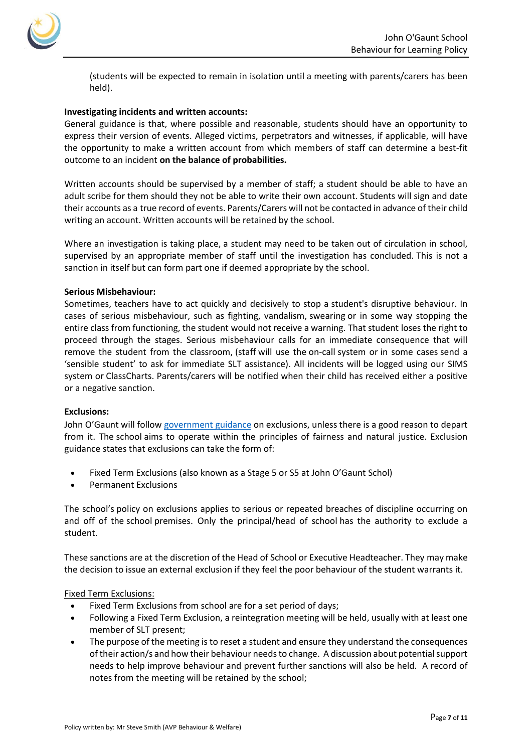(students will be expected to remain in isolation until a meeting with parents/carers has been held).

**Investigating incidents and written accounts:**

General guidance is that, where possible and reasonable, students should have an opportunity to express their version of events. Alleged victims, perpetrators and witnesses, if applicable, will have the opportunity to make a written account from which members of staff can determine a best-fit outcome to an incident **on the balance of probabilities.**

Written accounts should be supervised by a member of staff; a student should be able to have an adult scribe for them should they not be able to write their own account. Students will sign and date their accounts as a true record of events. Parents/Carers will not be contacted in advance of their child writing an account. Written accounts will be retained by the school.

Where an investigation is taking place, a student may need to be taken out of circulation in school, supervised by an appropriate member of staff until the investigation has concluded. This is not a sanction in itself but can form part one if deemed appropriate by the school.

**Serious Misbehaviour:**

Sometimes, teachers have to act quickly and decisively to stop a student's disruptive behaviour. In cases of serious misbehaviour, such as fighting, vandalism, swearing or in some way stopping the entire class from functioning, the student would not receive a warning. That student loses the right to proceed through the stages. Serious misbehaviour calls for an immediate consequence that will remove the student from the classroom, (staff will use the on-call system or in some cases send a 'sensible student' to ask for immediate SLT assistance). All incidents will be logged using our SIMS system or ClassCharts. Parents/carers will be notified when their child has received either a positive or a negative sanction.

**Exclusions:**

John O'Gaunt will follow [government guidance] on exclusions, unless there is a good reason to depart from it. The school aims to operate within the principles of fairness and natural justice. Exclusion guidance states that exclusions can take the form of:

- Fixed Term Exclusions (also known as a Stage 5 or S5 at John O'Gaunt Schol)
- Permanent Exclusions

The school's policy on exclusions applies to serious or repeated breaches of discipline occurring on and off of the school premises. Only the principal/head of school has the authority to exclude a student.

These sanctions are at the discretion of the Head of School or Executive Headteacher. They may make the decision to issue an external exclusion if they feel the poor behaviour of the student warrants it.

<u>Fixed Term Exclusions:</u>

- Fixed Term Exclusions from school are for a set period of days;
- Following a Fixed Term Exclusion, a reintegration meeting will be held, usually with at least one member of SLT present;
- The purpose of the meeting is to reset a student and ensure they understand the consequences of their action/s and how their behaviour needs to change. A discussion about potential support needs to help improve behaviour and prevent further sanctions will also be held. A record of notes from the meeting will be retained by the school;

Policy written by: Mr Steve Smith (AVP Behaviour & Welfare)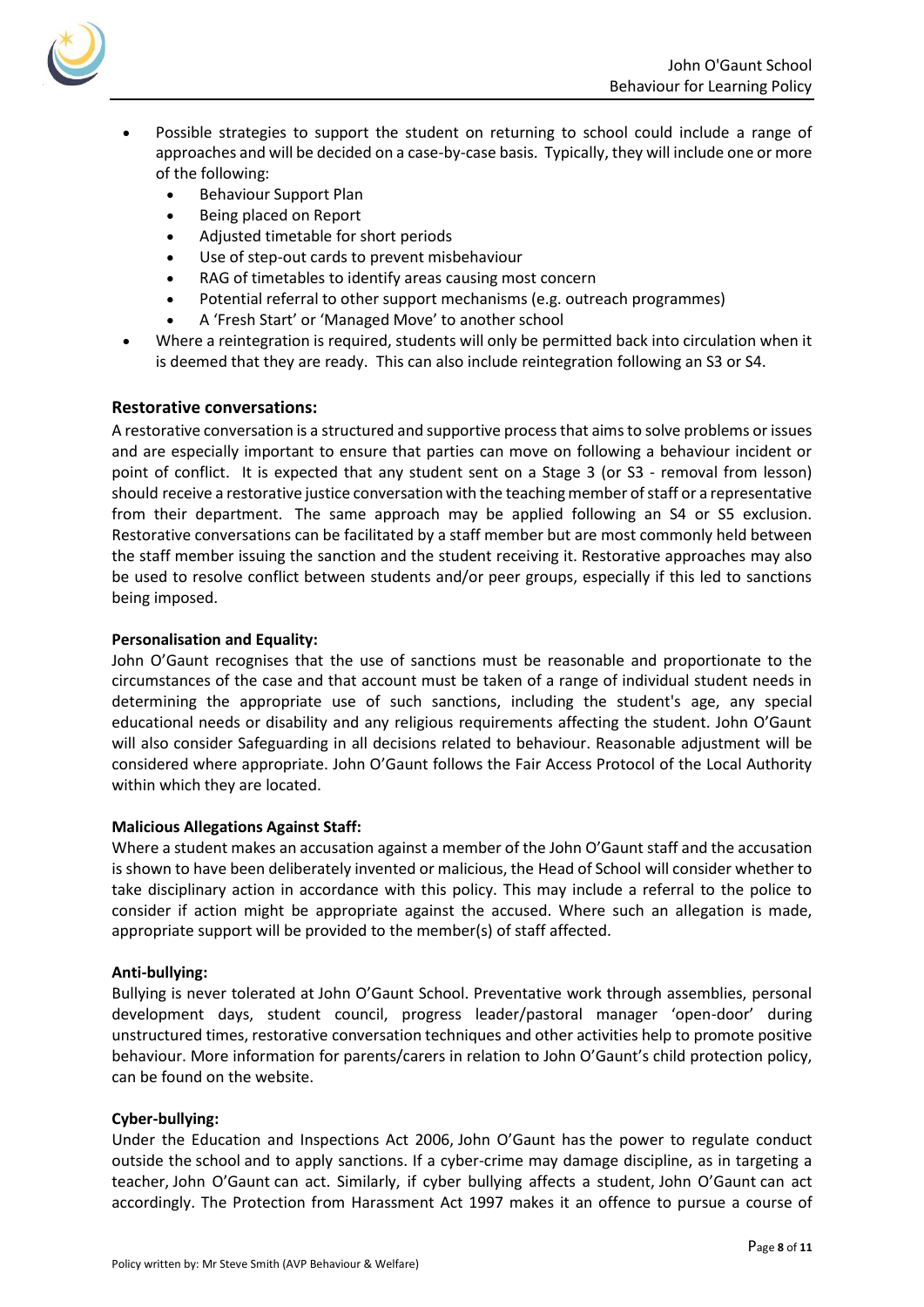- Possible strategies to support the student on returning to school could include a range of approaches and will be decided on a case-by-case basis. Typically, they will include one or more of the following:
  - Behaviour Support Plan
  - Being placed on Report
  - Adjusted timetable for short periods
  - Use of step-out cards to prevent misbehaviour
  - RAG of timetables to identify areas causing most concern
  - Potential referral to other support mechanisms (e.g. outreach programmes)
  - A 'Fresh Start' or 'Managed Move' to another school
- Where a reintegration is required, students will only be permitted back into circulation when it is deemed that they are ready. This can also include reintegration following an S3 or S4.

### Restorative conversations:

A restorative conversation is a structured and supportive process that aims to solve problems or issues and are especially important to ensure that parties can move on following a behaviour incident or point of conflict. It is expected that any student sent on a Stage 3 (or S3 - removal from lesson) should receive a restorative justice conversation with the teaching member of staff or a representative from their department. The same approach may be applied following an S4 or S5 exclusion. Restorative conversations can be facilitated by a staff member but are most commonly held between the staff member issuing the sanction and the student receiving it. Restorative approaches may also be used to resolve conflict between students and/or peer groups, especially if this led to sanctions being imposed.

**Personalisation and Equality:**

John O'Gaunt recognises that the use of sanctions must be reasonable and proportionate to the circumstances of the case and that account must be taken of a range of individual student needs in determining the appropriate use of such sanctions, including the student's age, any special educational needs or disability and any religious requirements affecting the student. John O'Gaunt will also consider Safeguarding in all decisions related to behaviour. Reasonable adjustment will be considered where appropriate. John O'Gaunt follows the Fair Access Protocol of the Local Authority within which they are located.

**Malicious Allegations Against Staff:**

Where a student makes an accusation against a member of the John O'Gaunt staff and the accusation is shown to have been deliberately invented or malicious, the Head of School will consider whether to take disciplinary action in accordance with this policy. This may include a referral to the police to consider if action might be appropriate against the accused. Where such an allegation is made, appropriate support will be provided to the member(s) of staff affected.

**Anti-bullying:**

Bullying is never tolerated at John O'Gaunt School. Preventative work through assemblies, personal development days, student council, progress leader/pastoral manager 'open-door' during unstructured times, restorative conversation techniques and other activities help to promote positive behaviour. More information for parents/carers in relation to John O'Gaunt's child protection policy, can be found on the website.

**Cyber-bullying:**

Under the Education and Inspections Act 2006, John O'Gaunt has the power to regulate conduct outside the school and to apply sanctions. If a cyber-crime may damage discipline, as in targeting a teacher, John O'Gaunt can act. Similarly, if cyber bullying affects a student, John O'Gaunt can act accordingly. The Protection from Harassment Act 1997 makes it an offence to pursue a course of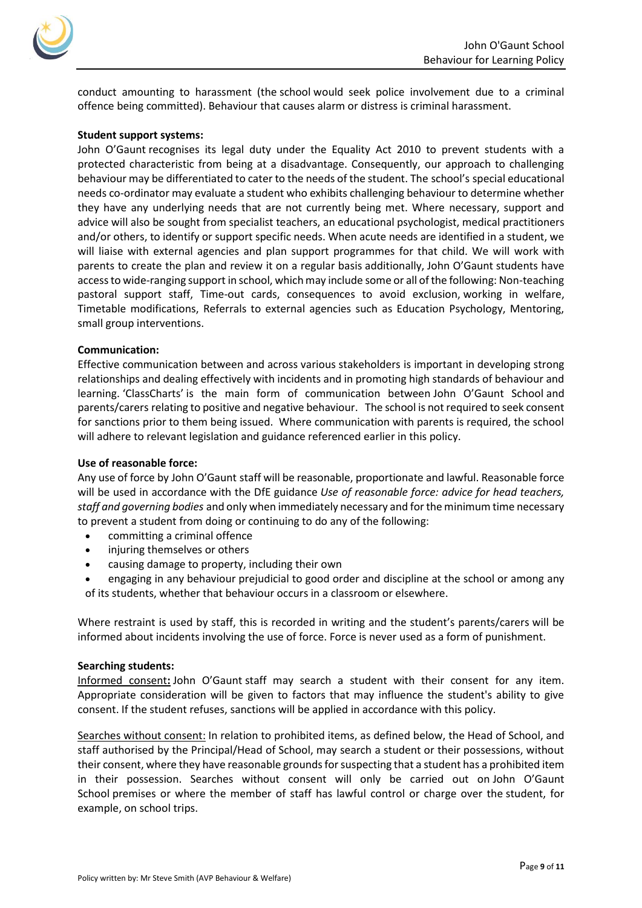conduct amounting to harassment (the school would seek police involvement due to a criminal offence being committed). Behaviour that causes alarm or distress is criminal harassment.

**Student support systems:**

John O'Gaunt recognises its legal duty under the Equality Act 2010 to prevent students with a protected characteristic from being at a disadvantage. Consequently, our approach to challenging behaviour may be differentiated to cater to the needs of the student. The school's special educational needs co-ordinator may evaluate a student who exhibits challenging behaviour to determine whether they have any underlying needs that are not currently being met. Where necessary, support and advice will also be sought from specialist teachers, an educational psychologist, medical practitioners and/or others, to identify or support specific needs. When acute needs are identified in a student, we will liaise with external agencies and plan support programmes for that child. We will work with parents to create the plan and review it on a regular basis additionally, John O'Gaunt students have access to wide-ranging support in school, which may include some or all of the following: Non-teaching pastoral support staff, Time-out cards, consequences to avoid exclusion, working in welfare, Timetable modifications, Referrals to external agencies such as Education Psychology, Mentoring, small group interventions.

**Communication:**

Effective communication between and across various stakeholders is important in developing strong relationships and dealing effectively with incidents and in promoting high standards of behaviour and learning. 'ClassCharts' is the main form of communication between John O'Gaunt School and parents/carers relating to positive and negative behaviour. The school is not required to seek consent for sanctions prior to them being issued. Where communication with parents is required, the school will adhere to relevant legislation and guidance referenced earlier in this policy.

**Use of reasonable force:**

Any use of force by John O'Gaunt staff will be reasonable, proportionate and lawful. Reasonable force will be used in accordance with the DfE guidance *Use of reasonable force: advice for head teachers, staff and governing bodies* and only when immediately necessary and for the minimum time necessary to prevent a student from doing or continuing to do any of the following:

- committing a criminal offence
- injuring themselves or others
- causing damage to property, including their own
- engaging in any behaviour prejudicial to good order and discipline at the school or among any of its students, whether that behaviour occurs in a classroom or elsewhere.

Where restraint is used by staff, this is recorded in writing and the student's parents/carers will be informed about incidents involving the use of force. Force is never used as a form of punishment.

**Searching students:**

Informed consent**:** John O'Gaunt staff may search a student with their consent for any item. Appropriate consideration will be given to factors that may influence the student's ability to give consent. If the student refuses, sanctions will be applied in accordance with this policy.

Searches without consent: In relation to prohibited items, as defined below, the Head of School, and staff authorised by the Principal/Head of School, may search a student or their possessions, without their consent, where they have reasonable grounds for suspecting that a student has a prohibited item in their possession. Searches without consent will only be carried out on John O'Gaunt School premises or where the member of staff has lawful control or charge over the student, for example, on school trips.

Policy written by: Mr Steve Smith (AVP Behaviour & Welfare)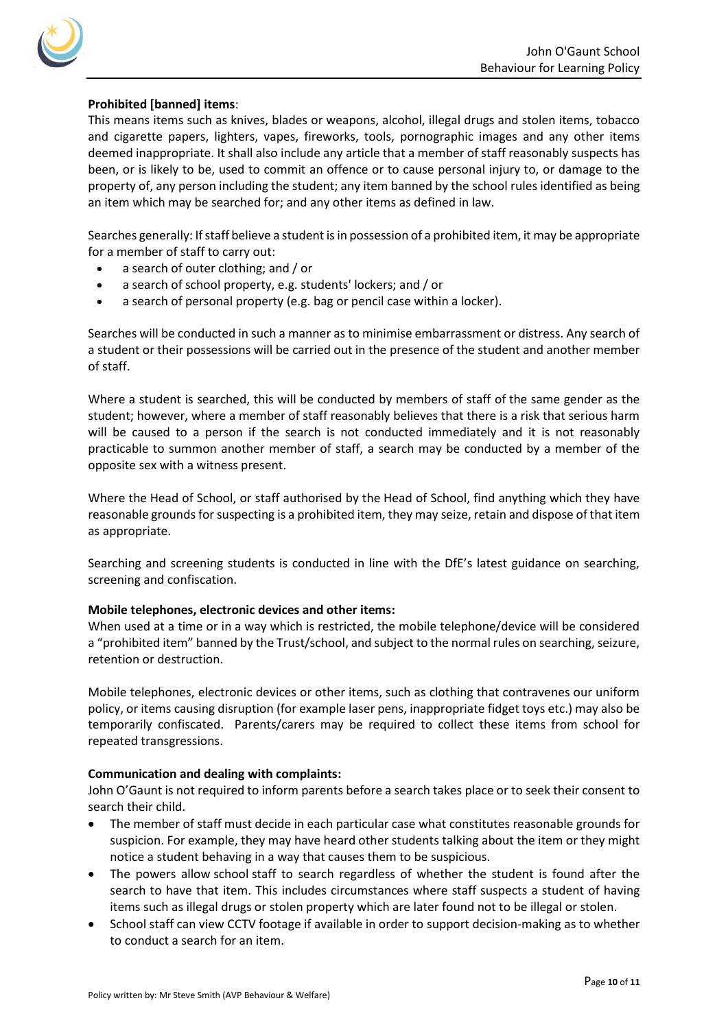**Prohibited [banned] items**:

This means items such as knives, blades or weapons, alcohol, illegal drugs and stolen items, tobacco and cigarette papers, lighters, vapes, fireworks, tools, pornographic images and any other items deemed inappropriate. It shall also include any article that a member of staff reasonably suspects has been, or is likely to be, used to commit an offence or to cause personal injury to, or damage to the property of, any person including the student; any item banned by the school rules identified as being an item which may be searched for; and any other items as defined in law.

Searches generally: If staff believe a student is in possession of a prohibited item, it may be appropriate for a member of staff to carry out:

- a search of outer clothing; and / or
- a search of school property, e.g. students' lockers; and / or
- a search of personal property (e.g. bag or pencil case within a locker).

Searches will be conducted in such a manner as to minimise embarrassment or distress. Any search of a student or their possessions will be carried out in the presence of the student and another member of staff.

Where a student is searched, this will be conducted by members of staff of the same gender as the student; however, where a member of staff reasonably believes that there is a risk that serious harm will be caused to a person if the search is not conducted immediately and it is not reasonably practicable to summon another member of staff, a search may be conducted by a member of the opposite sex with a witness present.

Where the Head of School, or staff authorised by the Head of School, find anything which they have reasonable grounds for suspecting is a prohibited item, they may seize, retain and dispose of that item as appropriate.

Searching and screening students is conducted in line with the DfE's latest guidance on searching, screening and confiscation.

**Mobile telephones, electronic devices and other items:**

When used at a time or in a way which is restricted, the mobile telephone/device will be considered a "prohibited item" banned by the Trust/school, and subject to the normal rules on searching, seizure, retention or destruction.

Mobile telephones, electronic devices or other items, such as clothing that contravenes our uniform policy, or items causing disruption (for example laser pens, inappropriate fidget toys etc.) may also be temporarily confiscated. Parents/carers may be required to collect these items from school for repeated transgressions.

**Communication and dealing with complaints:**

John O'Gaunt is not required to inform parents before a search takes place or to seek their consent to search their child.

- The member of staff must decide in each particular case what constitutes reasonable grounds for suspicion. For example, they may have heard other students talking about the item or they might notice a student behaving in a way that causes them to be suspicious.
- The powers allow school staff to search regardless of whether the student is found after the search to have that item. This includes circumstances where staff suspects a student of having items such as illegal drugs or stolen property which are later found not to be illegal or stolen.
- School staff can view CCTV footage if available in order to support decision-making as to whether to conduct a search for an item.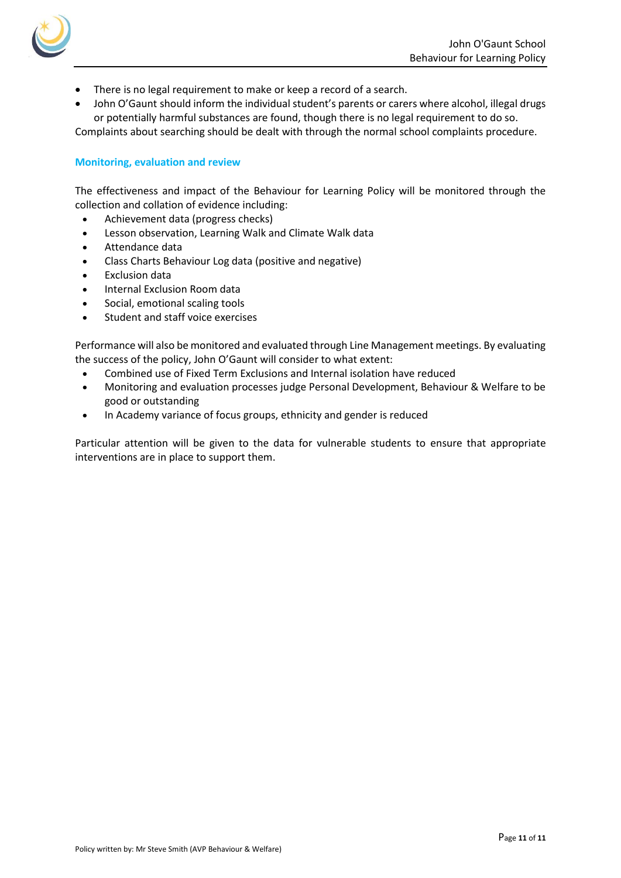- There is no legal requirement to make or keep a record of a search.
- John O'Gaunt should inform the individual student's parents or carers where alcohol, illegal drugs or potentially harmful substances are found, though there is no legal requirement to do so.

Complaints about searching should be dealt with through the normal school complaints procedure.

## Monitoring, evaluation and review

The effectiveness and impact of the Behaviour for Learning Policy will be monitored through the collection and collation of evidence including:

- Achievement data (progress checks)
- Lesson observation, Learning Walk and Climate Walk data
- Attendance data
- Class Charts Behaviour Log data (positive and negative)
- Exclusion data
- Internal Exclusion Room data
- Social, emotional scaling tools
- Student and staff voice exercises

Performance will also be monitored and evaluated through Line Management meetings. By evaluating the success of the policy, John O'Gaunt will consider to what extent:

- Combined use of Fixed Term Exclusions and Internal isolation have reduced
- Monitoring and evaluation processes judge Personal Development, Behaviour & Welfare to be good or outstanding
- In Academy variance of focus groups, ethnicity and gender is reduced

Particular attention will be given to the data for vulnerable students to ensure that appropriate interventions are in place to support them.

Policy written by: Mr Steve Smith (AVP Behaviour & Welfare)